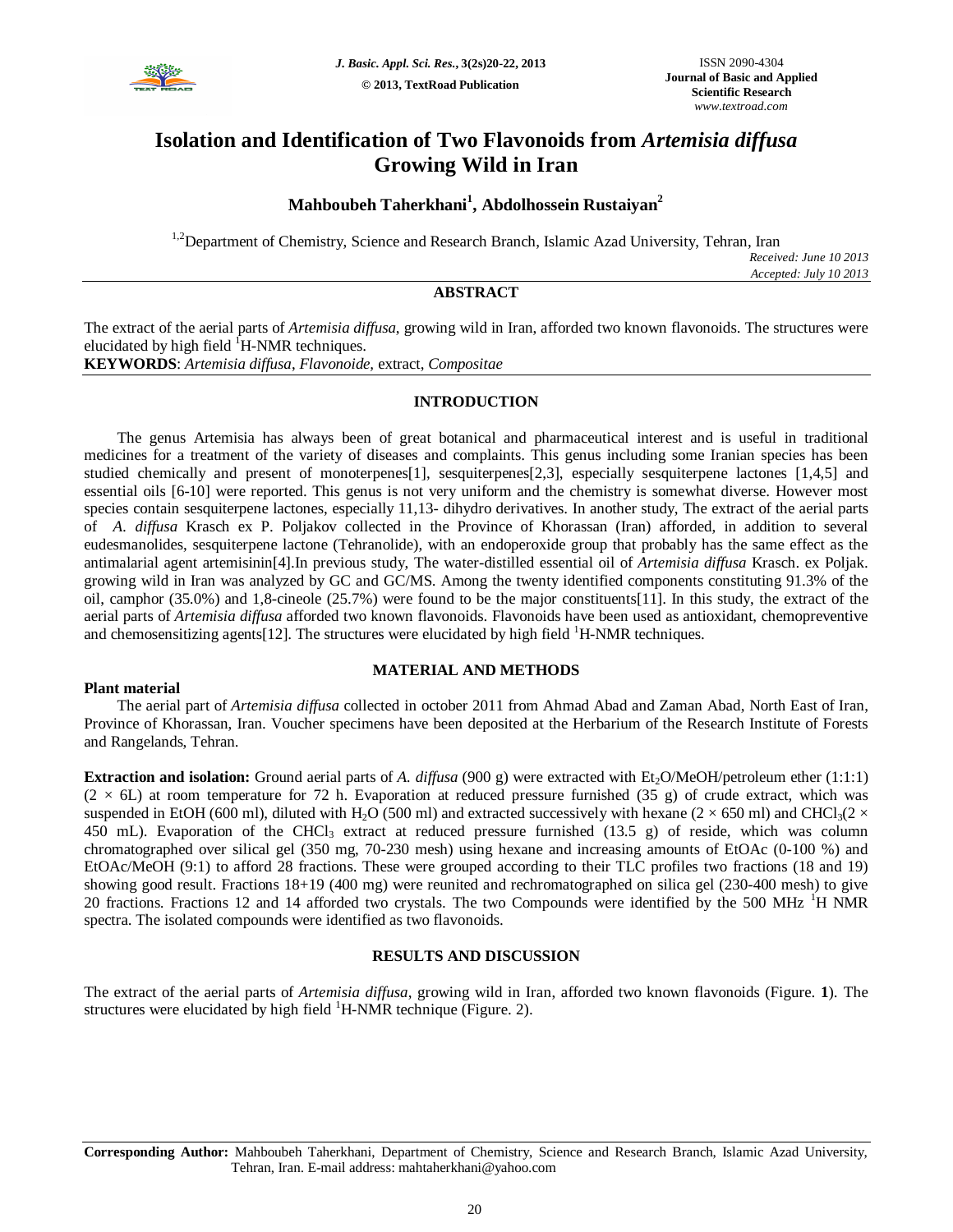# Isolation and Identification of Two Flavonoids from *Artemisia diffusa* Growing Wild in Iran

**Mahboubeh Taherkhani[1], Abdolhossein Rustaiyan[2]**

[1,2]Department of Chemistry, Science and Research Branch, Islamic Azad University, Tehran, Iran

*Received: June 10 2013*
*Accepted: July 10 2013*

## ABSTRACT

The extract of the aerial parts of *Artemisia diffusa*, growing wild in Iran, afforded two known flavonoids. The structures were elucidated by high field $^1$H-NMR techniques.

**KEYWORDS**: *Artemisia diffusa*, *Flavonoide,* extract, *Compositae*

## INTRODUCTION

The genus Artemisia has always been of great botanical and pharmaceutical interest and is useful in traditional medicines for a treatment of the variety of diseases and complaints. This genus including some Iranian species has been studied chemically and present of monoterpenes[1], sesquiterpenes[2,3], especially sesquiterpene lactones [1,4,5] and essential oils [6-10] were reported. This genus is not very uniform and the chemistry is somewhat diverse. However most species contain sesquiterpene lactones, especially 11,13- dihydro derivatives. In another study, The extract of the aerial parts of *A. diffusa* Krasch ex P. Poljakov collected in the Province of Khorassan (Iran) afforded, in addition to several eudesmanolides, sesquiterpene lactone (Tehranolide), with an endoperoxide group that probably has the same effect as the antimalarial agent artemisinin[4].In previous study, The water-distilled essential oil of *Artemisia diffusa* Krasch. ex Poljak. growing wild in Iran was analyzed by GC and GC/MS. Among the twenty identified components constituting 91.3% of the oil, camphor (35.0%) and 1,8-cineole (25.7%) were found to be the major constituents[11]. In this study, the extract of the aerial parts of *Artemisia diffusa* afforded two known flavonoids. Flavonoids have been used as antioxidant, chemopreventive and chemosensitizing agents[12]. The structures were elucidated by high field $^1$H-NMR techniques.

## MATERIAL AND METHODS

### Plant material

The aerial part of *Artemisia diffusa* collected in october 2011 from Ahmad Abad and Zaman Abad, North East of Iran, Province of Khorassan, Iran. Voucher specimens have been deposited at the Herbarium of the Research Institute of Forests and Rangelands, Tehran.

**Extraction and isolation:** Ground aerial parts of *A. diffusa* (900 g) were extracted with $Et_2O$/MeOH/petroleum ether (1:1:1) (2 × 6L) at room temperature for 72 h. Evaporation at reduced pressure furnished (35 g) of crude extract, which was suspended in EtOH (600 ml), diluted with $H_2O$ (500 ml) and extracted successively with hexane (2 × 650 ml) and $CHCl_3$(2 × 450 mL). Evaporation of the $CHCl_3$ extract at reduced pressure furnished (13.5 g) of reside, which was column chromatographed over silical gel (350 mg, 70-230 mesh) using hexane and increasing amounts of EtOAc (0-100 %) and EtOAc/MeOH (9:1) to afford 28 fractions. These were grouped according to their TLC profiles two fractions (18 and 19) showing good result. Fractions 18+19 (400 mg) were reunited and rechromatographed on silica gel (230-400 mesh) to give 20 fractions. Fractions 12 and 14 afforded two crystals. The two Compounds were identified by the 500 MHz $^1$H NMR spectra. The isolated compounds were identified as two flavonoids.

## RESULTS AND DISCUSSION

The extract of the aerial parts of *Artemisia diffusa*, growing wild in Iran, afforded two known flavonoids (Figure. **1**). The structures were elucidated by high field $^1$H-NMR technique (Figure. 2).

**Corresponding Author:** Mahboubeh Taherkhani, Department of Chemistry, Science and Research Branch, Islamic Azad University, Tehran, Iran. E-mail address: mahtaherkhani@yahoo.com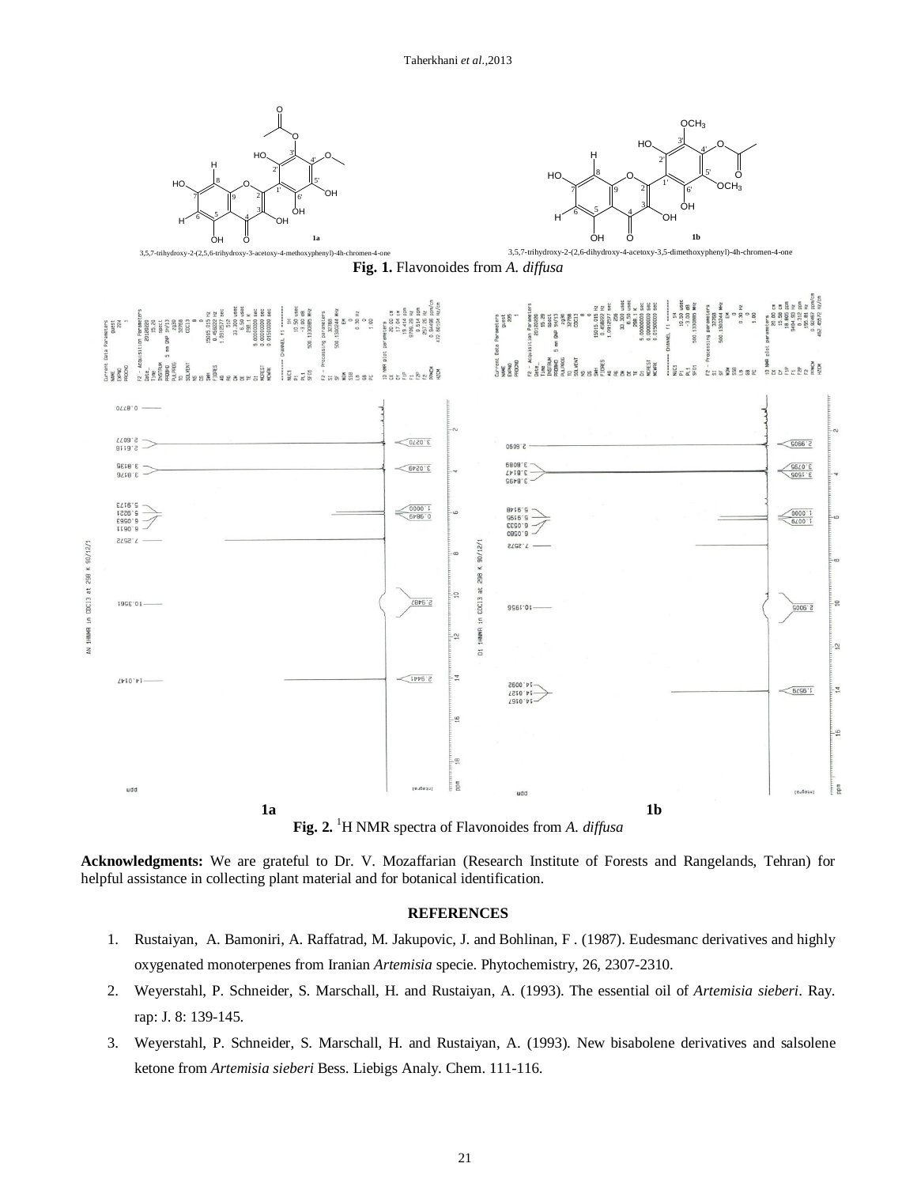3,5,7-trihydroxy-2-(2,5,6-trihydroxy-3-acetoxy-4-methoxyphenyl)-4h-chromen-4-one

3,5,7-trihydroxy-2-(2,6-dihydroxy-4-acetoxy-3,5-dimethoxyphenyl)-4h-chromen-4-one

**Fig. 1.** Flavonoides from *A. diffusa*

**Fig. 2.** [1]H NMR spectra of Flavonoides from *A. diffusa*

**Acknowledgments:** We are grateful to Dr. V. Mozaffarian (Research Institute of Forests and Rangelands, Tehran) for helpful assistance in collecting plant material and for botanical identification.

## REFERENCES

1. Rustaiyan, A. Bamoniri, A. Raffatrad, M. Jakupovic, J. and Bohlinan, F . (1987). Eudesmanc derivatives and highly oxygenated monoterpenes from Iranian *Artemisia* specie. Phytochemistry, 26, 2307-2310.
2. Weyerstahl, P. Schneider, S. Marschall, H. and Rustaiyan, A. (1993). The essential oil of *Artemisia sieberi*. Ray. rap: J. 8: 139-145.
3. Weyerstahl, P. Schneider, S. Marschall, H. and Rustaiyan, A. (1993). New bisabolene derivatives and salsolene ketone from *Artemisia sieberi* Bess. Liebigs Analy. Chem. 111-116.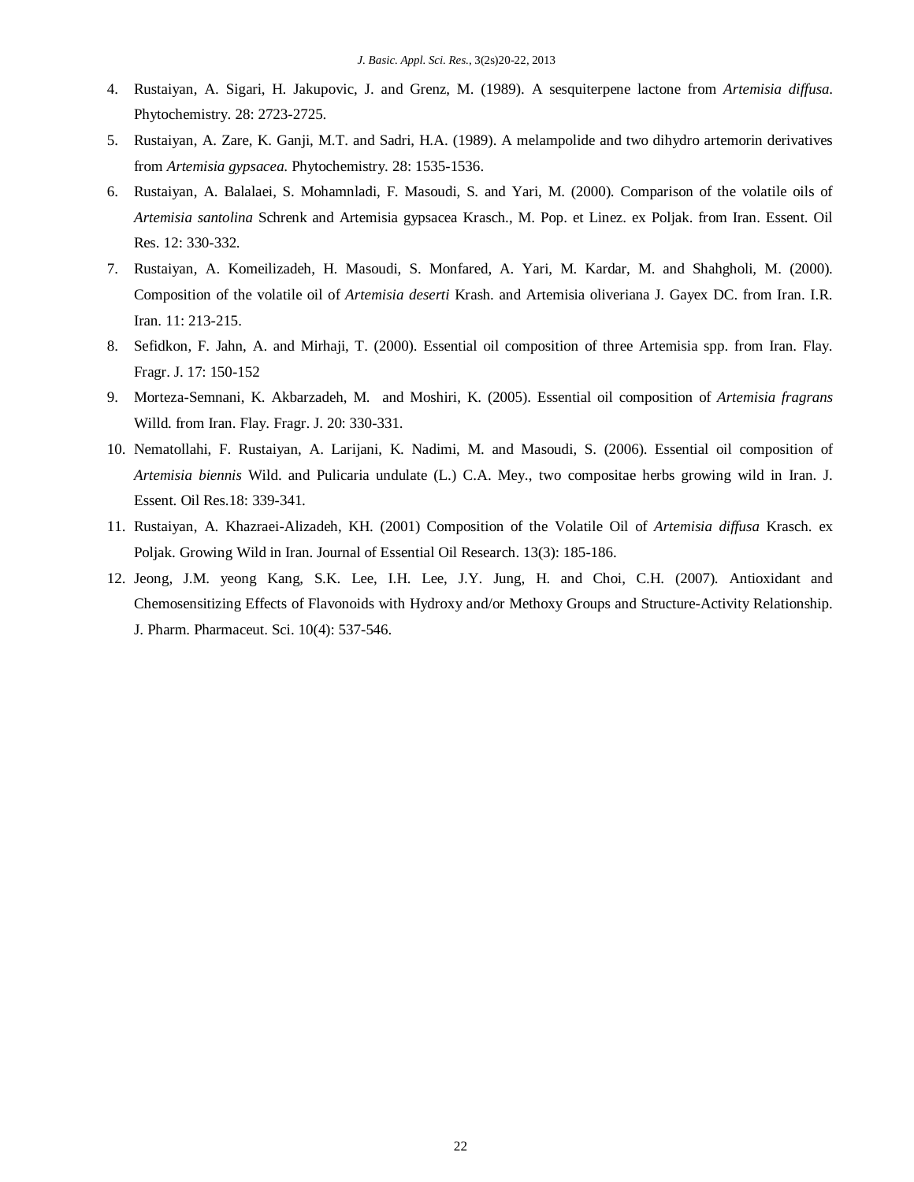4. Rustaiyan, A. Sigari, H. Jakupovic, J. and Grenz, M. (1989). A sesquiterpene lactone from *Artemisia diffusa*. Phytochemistry. 28: 2723-2725.
5. Rustaiyan, A. Zare, K. Ganji, M.T. and Sadri, H.A. (1989). A melampolide and two dihydro artemorin derivatives from *Artemisia gypsacea*. Phytochemistry. 28: 1535-1536.
6. Rustaiyan, A. Balalaei, S. Mohamnladi, F. Masoudi, S. and Yari, M. (2000). Comparison of the volatile oils of *Artemisia santolina* Schrenk and Artemisia gypsacea Krasch., M. Pop. et Linez. ex Poljak. from Iran. Essent. Oil Res. 12: 330-332.
7. Rustaiyan, A. Komeilizadeh, H. Masoudi, S. Monfared, A. Yari, M. Kardar, M. and Shahgholi, M. (2000). Composition of the volatile oil of *Artemisia deserti* Krash. and Artemisia oliveriana J. Gayex DC. from Iran. I.R. Iran. 11: 213-215.
8. Sefidkon, F. Jahn, A. and Mirhaji, T. (2000). Essential oil composition of three Artemisia spp. from Iran. Flay. Fragr. J. 17: 150-152
9. Morteza-Semnani, K. Akbarzadeh, M. and Moshiri, K. (2005). Essential oil composition of *Artemisia fragrans* Willd. from Iran. Flay. Fragr. J. 20: 330-331.
10. Nematollahi, F. Rustaiyan, A. Larijani, K. Nadimi, M. and Masoudi, S. (2006). Essential oil composition of *Artemisia biennis* Wild. and Pulicaria undulate (L.) C.A. Mey., two compositae herbs growing wild in Iran. J. Essent. Oil Res.18: 339-341.
11. Rustaiyan, A. Khazraei-Alizadeh, KH. (2001) Composition of the Volatile Oil of *Artemisia diffusa* Krasch. ex Poljak. Growing Wild in Iran. Journal of Essential Oil Research. 13(3): 185-186.
12. Jeong, J.M. yeong Kang, S.K. Lee, I.H. Lee, J.Y. Jung, H. and Choi, C.H. (2007). Antioxidant and Chemosensitizing Effects of Flavonoids with Hydroxy and/or Methoxy Groups and Structure-Activity Relationship. J. Pharm. Pharmaceut. Sci. 10(4): 537-546.